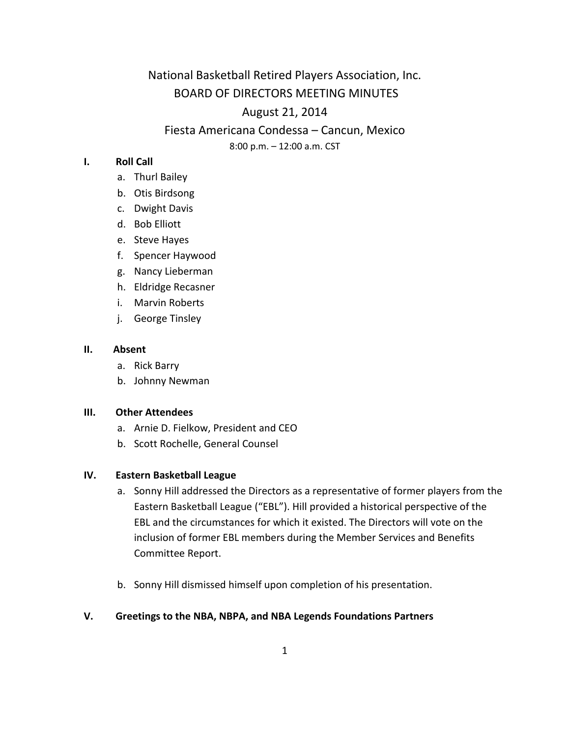# National Basketball Retired Players Association, Inc.

## BOARD OF DIRECTORS MEETING MINUTES

## August 21, 2014

## Fiesta Americana Condessa – Cancun, Mexico

8:00 p.m. – 12:00 a.m. CST

### I. Roll Call

a. Thurl Bailey
b. Otis Birdsong
c. Dwight Davis
d. Bob Elliott
e. Steve Hayes
f. Spencer Haywood
g. Nancy Lieberman
h. Eldridge Recasner
i. Marvin Roberts
j. George Tinsley

### II. Absent

a. Rick Barry
b. Johnny Newman

### III. Other Attendees

a. Arnie D. Fielkow, President and CEO
b. Scott Rochelle, General Counsel

### IV. Eastern Basketball League

a. Sonny Hill addressed the Directors as a representative of former players from the Eastern Basketball League ("EBL"). Hill provided a historical perspective of the EBL and the circumstances for which it existed. The Directors will vote on the inclusion of former EBL members during the Member Services and Benefits Committee Report.

b. Sonny Hill dismissed himself upon completion of his presentation.

### V. Greetings to the NBA, NBPA, and NBA Legends Foundations Partners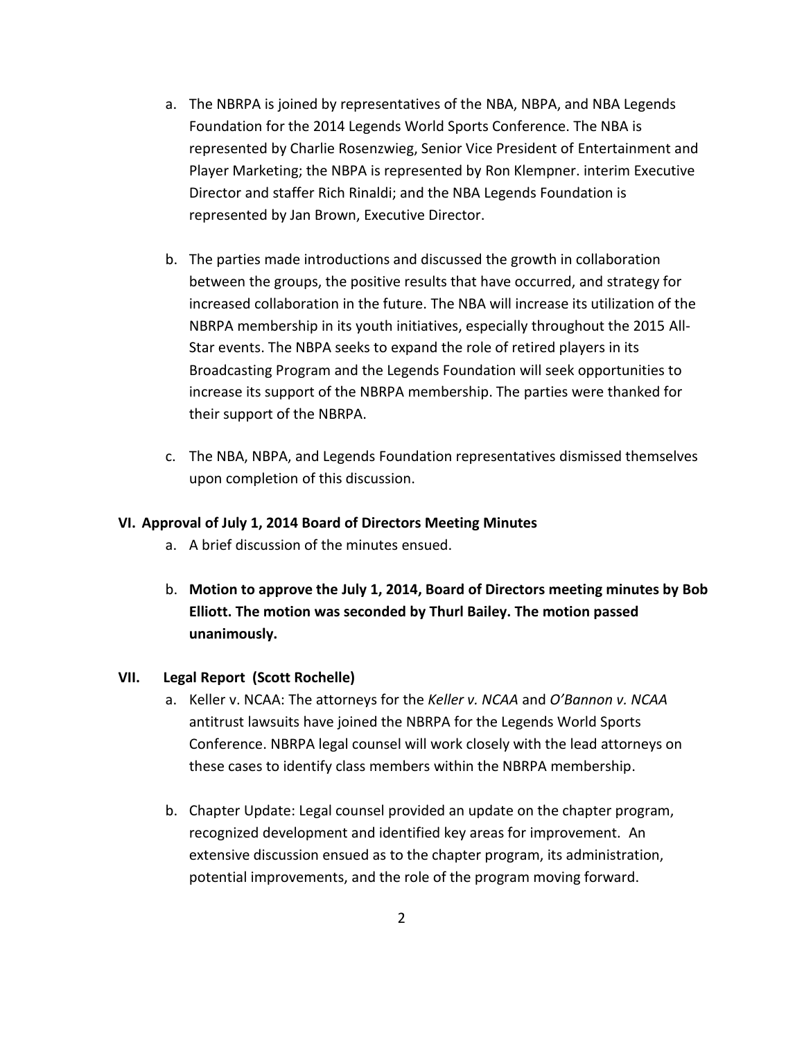a. The NBRPA is joined by representatives of the NBA, NBPA, and NBA Legends Foundation for the 2014 Legends World Sports Conference. The NBA is represented by Charlie Rosenzwieg, Senior Vice President of Entertainment and Player Marketing; the NBPA is represented by Ron Klempner. interim Executive Director and staffer Rich Rinaldi; and the NBA Legends Foundation is represented by Jan Brown, Executive Director.

b. The parties made introductions and discussed the growth in collaboration between the groups, the positive results that have occurred, and strategy for increased collaboration in the future. The NBA will increase its utilization of the NBRPA membership in its youth initiatives, especially throughout the 2015 All-Star events. The NBPA seeks to expand the role of retired players in its Broadcasting Program and the Legends Foundation will seek opportunities to increase its support of the NBRPA membership. The parties were thanked for their support of the NBRPA.

c. The NBA, NBPA, and Legends Foundation representatives dismissed themselves upon completion of this discussion.

**VI. Approval of July 1, 2014 Board of Directors Meeting Minutes**

a. A brief discussion of the minutes ensued.

b. **Motion to approve the July 1, 2014, Board of Directors meeting minutes by Bob Elliott. The motion was seconded by Thurl Bailey. The motion passed unanimously.**

**VII. Legal Report (Scott Rochelle)**

a. Keller v. NCAA: The attorneys for the *Keller v. NCAA* and *O'Bannon v. NCAA* antitrust lawsuits have joined the NBRPA for the Legends World Sports Conference. NBRPA legal counsel will work closely with the lead attorneys on these cases to identify class members within the NBRPA membership.

b. Chapter Update: Legal counsel provided an update on the chapter program, recognized development and identified key areas for improvement. An extensive discussion ensued as to the chapter program, its administration, potential improvements, and the role of the program moving forward.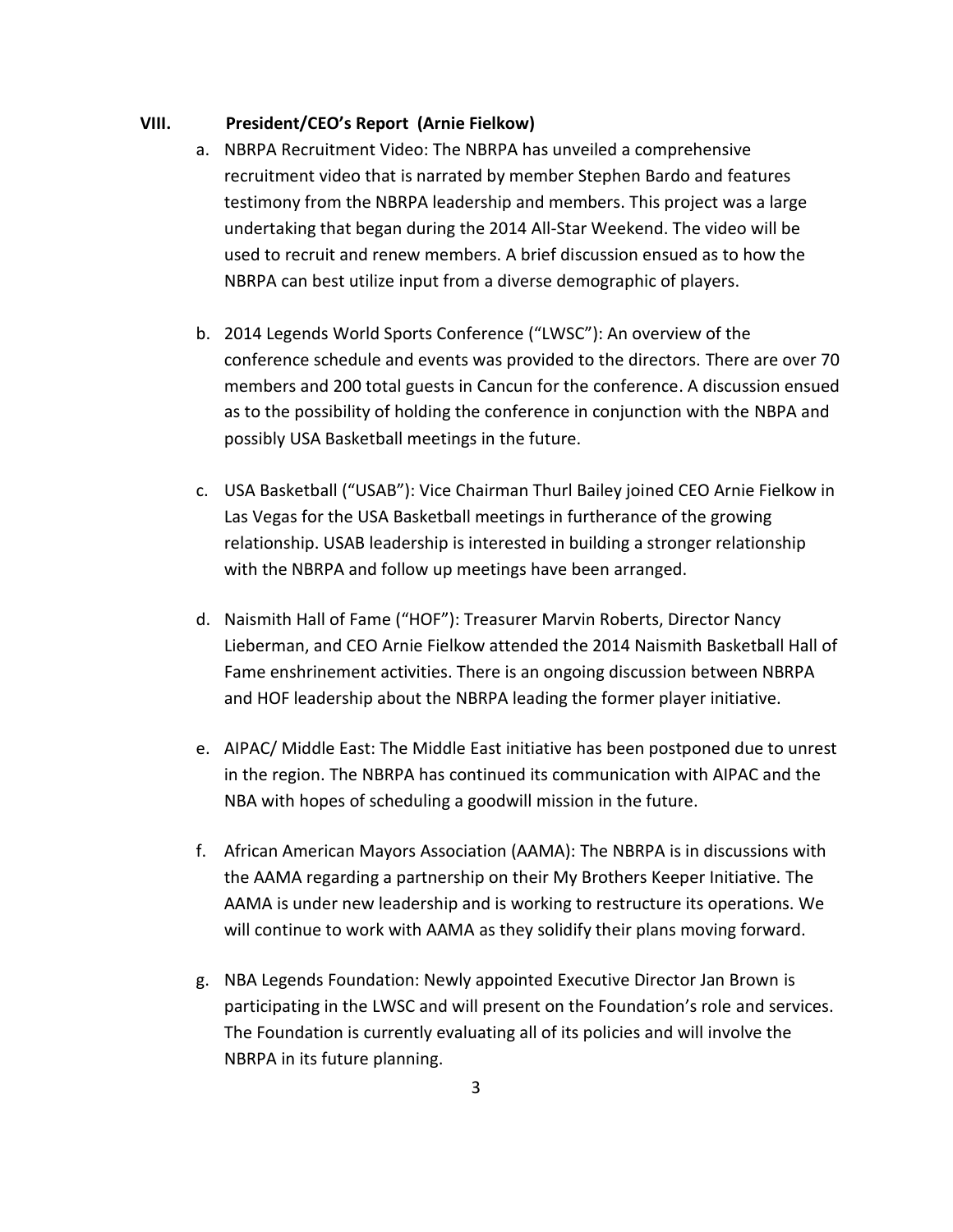## VIII. President/CEO's Report (Arnie Fielkow)

a. NBRPA Recruitment Video: The NBRPA has unveiled a comprehensive recruitment video that is narrated by member Stephen Bardo and features testimony from the NBRPA leadership and members. This project was a large undertaking that began during the 2014 All-Star Weekend. The video will be used to recruit and renew members. A brief discussion ensued as to how the NBRPA can best utilize input from a diverse demographic of players.

b. 2014 Legends World Sports Conference ("LWSC"): An overview of the conference schedule and events was provided to the directors. There are over 70 members and 200 total guests in Cancun for the conference. A discussion ensued as to the possibility of holding the conference in conjunction with the NBPA and possibly USA Basketball meetings in the future.

c. USA Basketball ("USAB"): Vice Chairman Thurl Bailey joined CEO Arnie Fielkow in Las Vegas for the USA Basketball meetings in furtherance of the growing relationship. USAB leadership is interested in building a stronger relationship with the NBRPA and follow up meetings have been arranged.

d. Naismith Hall of Fame ("HOF"): Treasurer Marvin Roberts, Director Nancy Lieberman, and CEO Arnie Fielkow attended the 2014 Naismith Basketball Hall of Fame enshrinement activities. There is an ongoing discussion between NBRPA and HOF leadership about the NBRPA leading the former player initiative.

e. AIPAC/ Middle East: The Middle East initiative has been postponed due to unrest in the region. The NBRPA has continued its communication with AIPAC and the NBA with hopes of scheduling a goodwill mission in the future.

f. African American Mayors Association (AAMA): The NBRPA is in discussions with the AAMA regarding a partnership on their My Brothers Keeper Initiative. The AAMA is under new leadership and is working to restructure its operations. We will continue to work with AAMA as they solidify their plans moving forward.

g. NBA Legends Foundation: Newly appointed Executive Director Jan Brown is participating in the LWSC and will present on the Foundation's role and services. The Foundation is currently evaluating all of its policies and will involve the NBRPA in its future planning.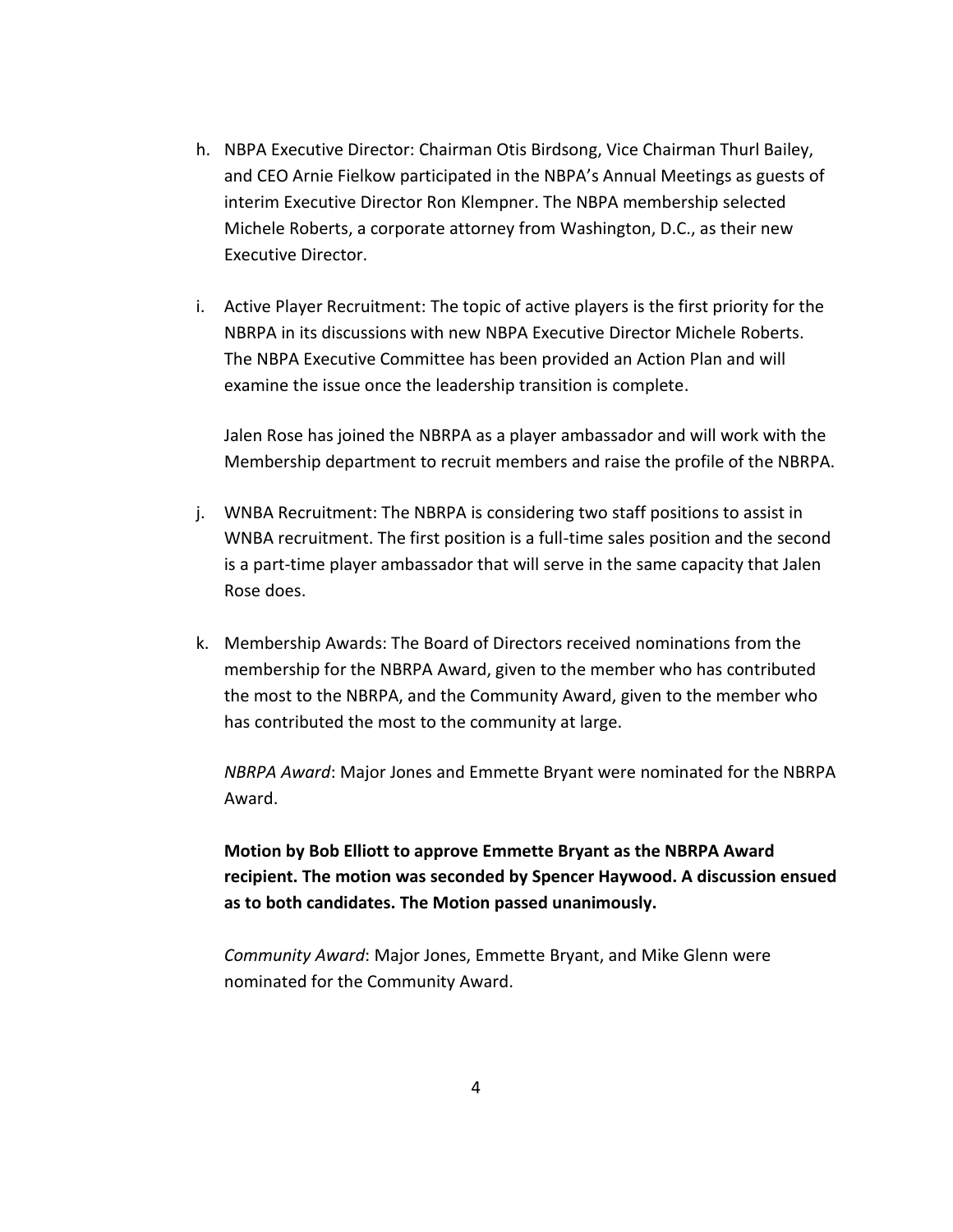h. NBPA Executive Director: Chairman Otis Birdsong, Vice Chairman Thurl Bailey, and CEO Arnie Fielkow participated in the NBPA's Annual Meetings as guests of interim Executive Director Ron Klempner. The NBPA membership selected Michele Roberts, a corporate attorney from Washington, D.C., as their new Executive Director.

i. Active Player Recruitment: The topic of active players is the first priority for the NBRPA in its discussions with new NBPA Executive Director Michele Roberts. The NBPA Executive Committee has been provided an Action Plan and will examine the issue once the leadership transition is complete.

   Jalen Rose has joined the NBRPA as a player ambassador and will work with the Membership department to recruit members and raise the profile of the NBRPA.

j. WNBA Recruitment: The NBRPA is considering two staff positions to assist in WNBA recruitment. The first position is a full-time sales position and the second is a part-time player ambassador that will serve in the same capacity that Jalen Rose does.

k. Membership Awards: The Board of Directors received nominations from the membership for the NBRPA Award, given to the member who has contributed the most to the NBRPA, and the Community Award, given to the member who has contributed the most to the community at large.

   *NBRPA Award*: Major Jones and Emmette Bryant were nominated for the NBRPA Award.

   **Motion by Bob Elliott to approve Emmette Bryant as the NBRPA Award recipient. The motion was seconded by Spencer Haywood. A discussion ensued as to both candidates. The Motion passed unanimously.**

   *Community Award*: Major Jones, Emmette Bryant, and Mike Glenn were nominated for the Community Award.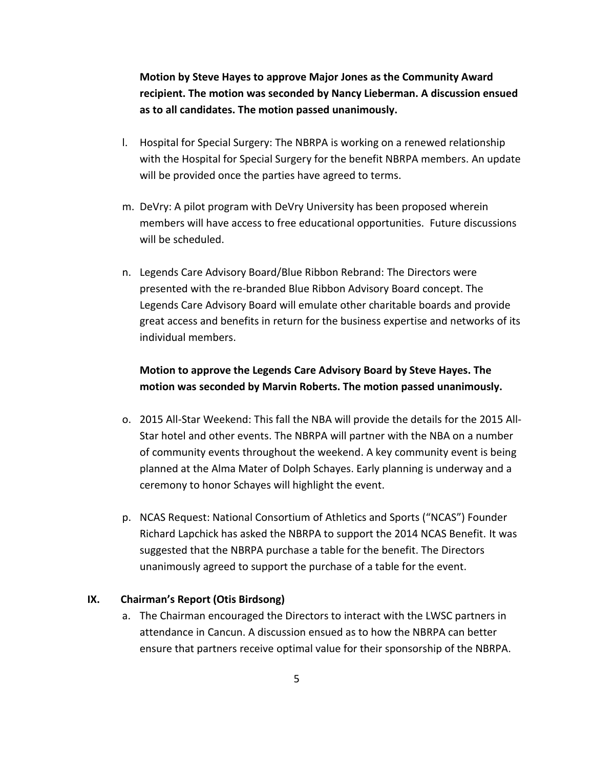**Motion by Steve Hayes to approve Major Jones as the Community Award recipient. The motion was seconded by Nancy Lieberman. A discussion ensued as to all candidates. The motion passed unanimously.**

l. Hospital for Special Surgery: The NBRPA is working on a renewed relationship with the Hospital for Special Surgery for the benefit NBRPA members. An update will be provided once the parties have agreed to terms.

m. DeVry: A pilot program with DeVry University has been proposed wherein members will have access to free educational opportunities. Future discussions will be scheduled.

n. Legends Care Advisory Board/Blue Ribbon Rebrand: The Directors were presented with the re-branded Blue Ribbon Advisory Board concept. The Legends Care Advisory Board will emulate other charitable boards and provide great access and benefits in return for the business expertise and networks of its individual members.

**Motion to approve the Legends Care Advisory Board by Steve Hayes. The motion was seconded by Marvin Roberts. The motion passed unanimously.**

o. 2015 All-Star Weekend: This fall the NBA will provide the details for the 2015 All-Star hotel and other events. The NBRPA will partner with the NBA on a number of community events throughout the weekend. A key community event is being planned at the Alma Mater of Dolph Schayes. Early planning is underway and a ceremony to honor Schayes will highlight the event.

p. NCAS Request: National Consortium of Athletics and Sports ("NCAS") Founder Richard Lapchick has asked the NBRPA to support the 2014 NCAS Benefit. It was suggested that the NBRPA purchase a table for the benefit. The Directors unanimously agreed to support the purchase of a table for the event.

## IX. Chairman's Report (Otis Birdsong)

a. The Chairman encouraged the Directors to interact with the LWSC partners in attendance in Cancun. A discussion ensued as to how the NBRPA can better ensure that partners receive optimal value for their sponsorship of the NBRPA.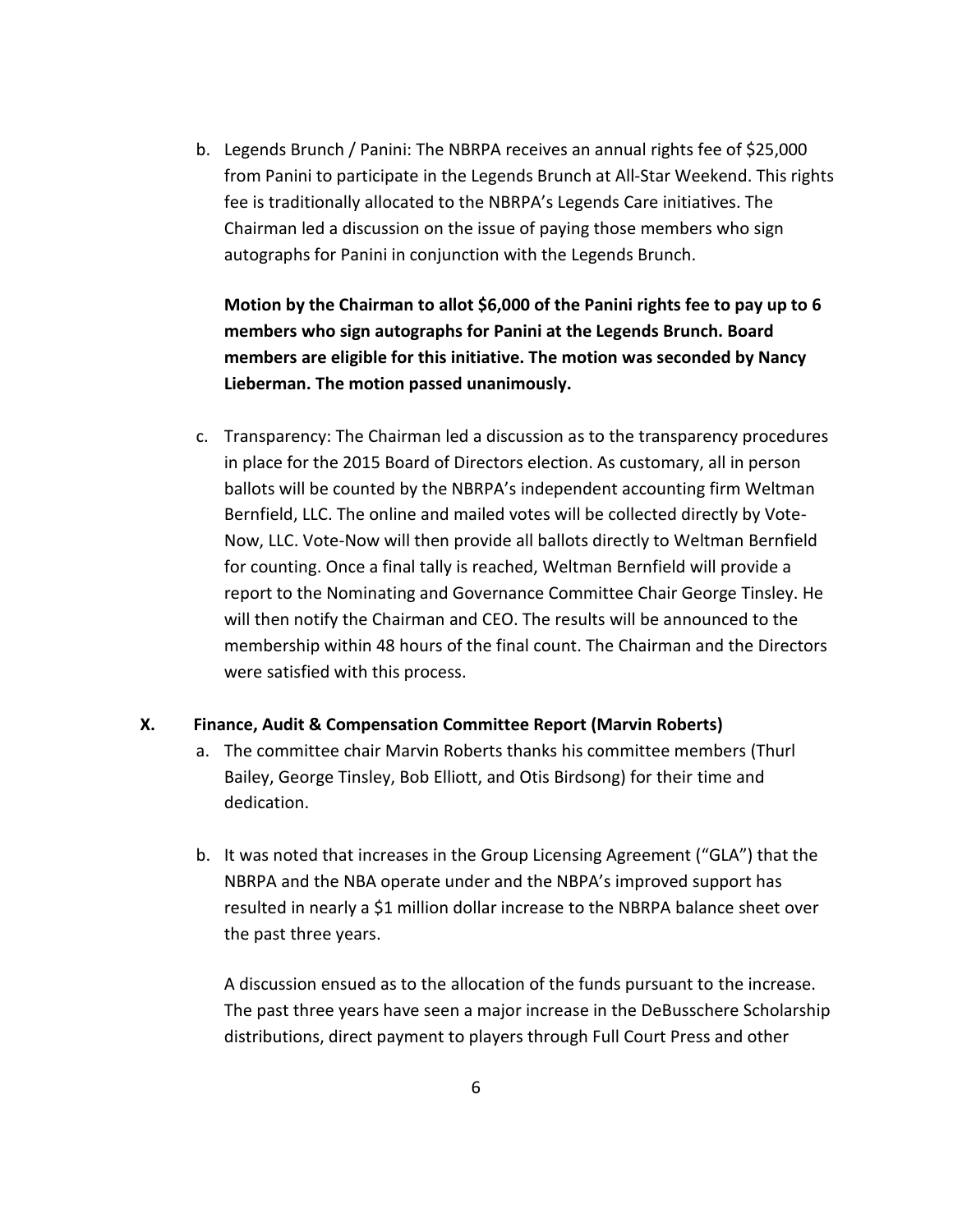b. Legends Brunch / Panini: The NBRPA receives an annual rights fee of $25,000 from Panini to participate in the Legends Brunch at All-Star Weekend. This rights fee is traditionally allocated to the NBRPA's Legends Care initiatives. The Chairman led a discussion on the issue of paying those members who sign autographs for Panini in conjunction with the Legends Brunch.

   **Motion by the Chairman to allot $6,000 of the Panini rights fee to pay up to 6 members who sign autographs for Panini at the Legends Brunch. Board members are eligible for this initiative. The motion was seconded by Nancy Lieberman. The motion passed unanimously.**

c. Transparency: The Chairman led a discussion as to the transparency procedures in place for the 2015 Board of Directors election. As customary, all in person ballots will be counted by the NBRPA's independent accounting firm Weltman Bernfield, LLC. The online and mailed votes will be collected directly by Vote-Now, LLC. Vote-Now will then provide all ballots directly to Weltman Bernfield for counting. Once a final tally is reached, Weltman Bernfield will provide a report to the Nominating and Governance Committee Chair George Tinsley. He will then notify the Chairman and CEO. The results will be announced to the membership within 48 hours of the final count. The Chairman and the Directors were satisfied with this process.

## X. Finance, Audit & Compensation Committee Report (Marvin Roberts)

a. The committee chair Marvin Roberts thanks his committee members (Thurl Bailey, George Tinsley, Bob Elliott, and Otis Birdsong) for their time and dedication.

b. It was noted that increases in the Group Licensing Agreement ("GLA") that the NBRPA and the NBA operate under and the NBPA's improved support has resulted in nearly a $1 million dollar increase to the NBRPA balance sheet over the past three years.

   A discussion ensued as to the allocation of the funds pursuant to the increase. The past three years have seen a major increase in the DeBusschere Scholarship distributions, direct payment to players through Full Court Press and other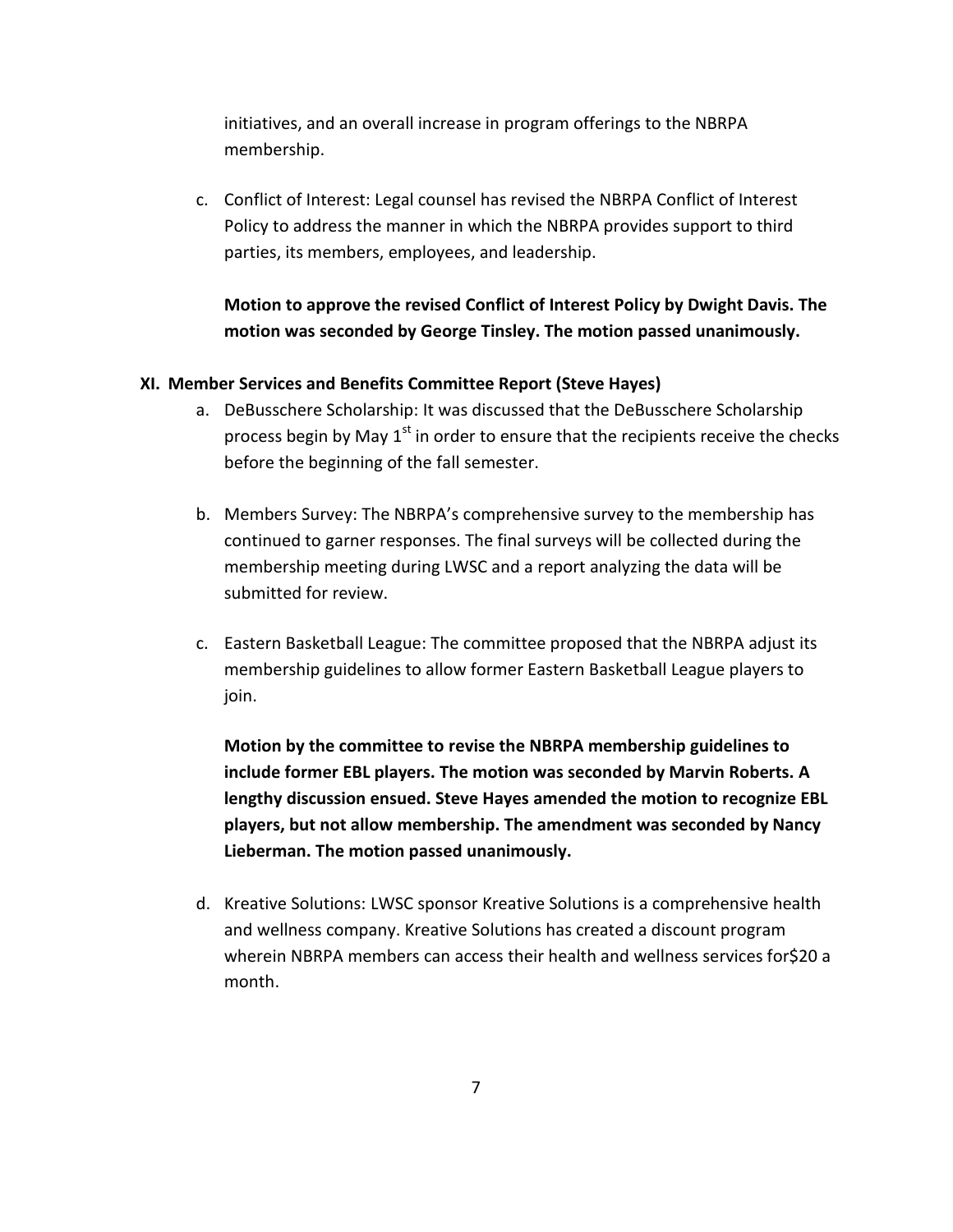initiatives, and an overall increase in program offerings to the NBRPA membership.

c. Conflict of Interest: Legal counsel has revised the NBRPA Conflict of Interest Policy to address the manner in which the NBRPA provides support to third parties, its members, employees, and leadership.

   **Motion to approve the revised Conflict of Interest Policy by Dwight Davis. The motion was seconded by George Tinsley. The motion passed unanimously.**

**XI. Member Services and Benefits Committee Report (Steve Hayes)**

a. DeBusschere Scholarship: It was discussed that the DeBusschere Scholarship process begin by May 1st in order to ensure that the recipients receive the checks before the beginning of the fall semester.

b. Members Survey: The NBRPA's comprehensive survey to the membership has continued to garner responses. The final surveys will be collected during the membership meeting during LWSC and a report analyzing the data will be submitted for review.

c. Eastern Basketball League: The committee proposed that the NBRPA adjust its membership guidelines to allow former Eastern Basketball League players to join.

   **Motion by the committee to revise the NBRPA membership guidelines to include former EBL players. The motion was seconded by Marvin Roberts. A lengthy discussion ensued. Steve Hayes amended the motion to recognize EBL players, but not allow membership. The amendment was seconded by Nancy Lieberman. The motion passed unanimously.**

d. Kreative Solutions: LWSC sponsor Kreative Solutions is a comprehensive health and wellness company. Kreative Solutions has created a discount program wherein NBRPA members can access their health and wellness services for$20 a month.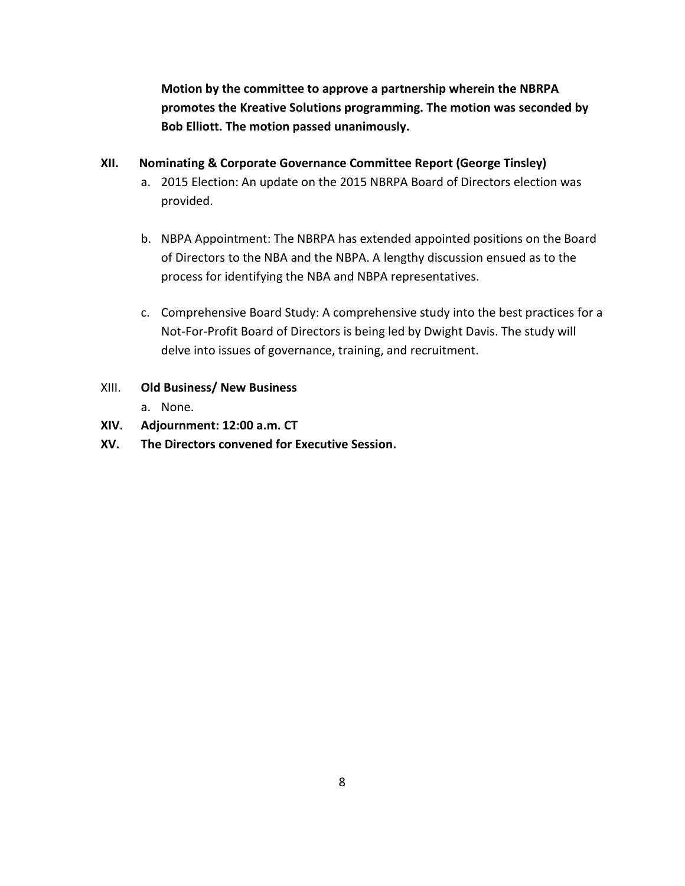**Motion by the committee to approve a partnership wherein the NBRPA promotes the Kreative Solutions programming. The motion was seconded by Bob Elliott. The motion passed unanimously.**

**XII. Nominating & Corporate Governance Committee Report (George Tinsley)**

a. 2015 Election: An update on the 2015 NBRPA Board of Directors election was provided.

b. NBPA Appointment: The NBRPA has extended appointed positions on the Board of Directors to the NBA and the NBPA. A lengthy discussion ensued as to the process for identifying the NBA and NBPA representatives.

c. Comprehensive Board Study: A comprehensive study into the best practices for a Not-For-Profit Board of Directors is being led by Dwight Davis. The study will delve into issues of governance, training, and recruitment.

XIII. **Old Business/ New Business**

a. None.

**XIV. Adjournment: 12:00 a.m. CT**

**XV. The Directors convened for Executive Session.**